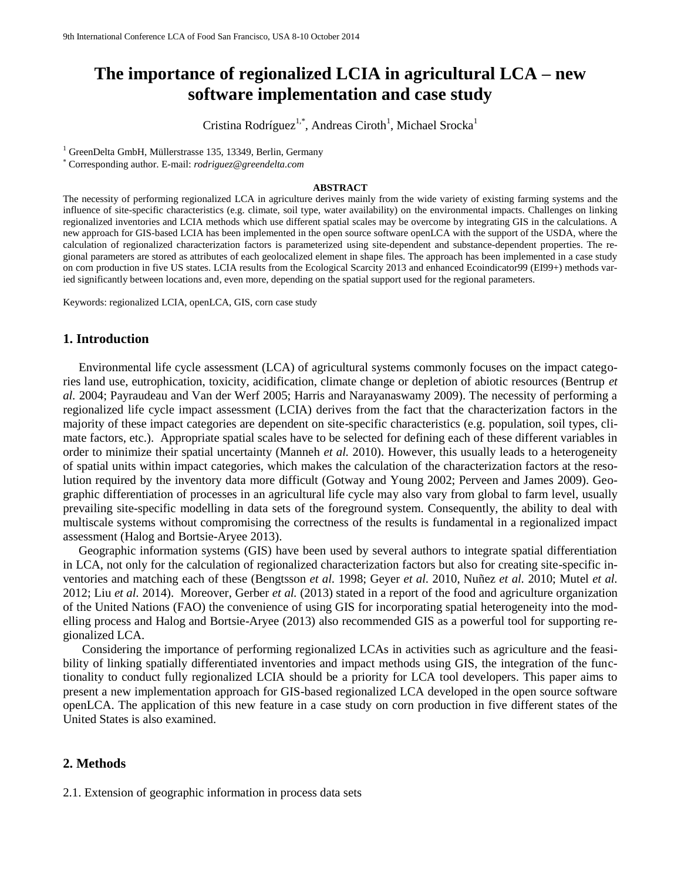# The importance of regionalized LCIA in agricultural LCA – new software implementation and case study

Cristina Rodríguez[1,*], Andreas Ciroth[1], Michael Srocka[1]

[1] GreenDelta GmbH, Müllerstrasse 135, 13349, Berlin, Germany

[*] Corresponding author. E-mail: *rodriguez@greendelta.com*

**ABSTRACT**

The necessity of performing regionalized LCA in agriculture derives mainly from the wide variety of existing farming systems and the influence of site-specific characteristics (e.g. climate, soil type, water availability) on the environmental impacts. Challenges on linking regionalized inventories and LCIA methods which use different spatial scales may be overcome by integrating GIS in the calculations. A new approach for GIS-based LCIA has been implemented in the open source software openLCA with the support of the USDA, where the calculation of regionalized characterization factors is parameterized using site-dependent and substance-dependent properties. The regional parameters are stored as attributes of each geolocalized element in shape files. The approach has been implemented in a case study on corn production in five US states. LCIA results from the Ecological Scarcity 2013 and enhanced Ecoindicator99 (EI99+) methods varied significantly between locations and, even more, depending on the spatial support used for the regional parameters.

Keywords: regionalized LCIA, openLCA, GIS, corn case study

## 1. Introduction

Environmental life cycle assessment (LCA) of agricultural systems commonly focuses on the impact categories land use, eutrophication, toxicity, acidification, climate change or depletion of abiotic resources (Bentrup *et al.* 2004; Payraudeau and Van der Werf 2005; Harris and Narayanaswamy 2009). The necessity of performing a regionalized life cycle impact assessment (LCIA) derives from the fact that the characterization factors in the majority of these impact categories are dependent on site-specific characteristics (e.g. population, soil types, climate factors, etc.). Appropriate spatial scales have to be selected for defining each of these different variables in order to minimize their spatial uncertainty (Manneh *et al.* 2010). However, this usually leads to a heterogeneity of spatial units within impact categories, which makes the calculation of the characterization factors at the resolution required by the inventory data more difficult (Gotway and Young 2002; Perveen and James 2009). Geographic differentiation of processes in an agricultural life cycle may also vary from global to farm level, usually prevailing site-specific modelling in data sets of the foreground system. Consequently, the ability to deal with multiscale systems without compromising the correctness of the results is fundamental in a regionalized impact assessment (Halog and Bortsie-Aryee 2013).

Geographic information systems (GIS) have been used by several authors to integrate spatial differentiation in LCA, not only for the calculation of regionalized characterization factors but also for creating site-specific inventories and matching each of these (Bengtsson *et al.* 1998; Geyer *et al.* 2010, Nuñez *et al.* 2010; Mutel *et al.* 2012; Liu *et al.* 2014). Moreover, Gerber *et al.* (2013) stated in a report of the food and agriculture organization of the United Nations (FAO) the convenience of using GIS for incorporating spatial heterogeneity into the modelling process and Halog and Bortsie-Aryee (2013) also recommended GIS as a powerful tool for supporting regionalized LCA.

Considering the importance of performing regionalized LCAs in activities such as agriculture and the feasibility of linking spatially differentiated inventories and impact methods using GIS, the integration of the functionality to conduct fully regionalized LCIA should be a priority for LCA tool developers. This paper aims to present a new implementation approach for GIS-based regionalized LCA developed in the open source software openLCA. The application of this new feature in a case study on corn production in five different states of the United States is also examined.

## 2. Methods

2.1. Extension of geographic information in process data sets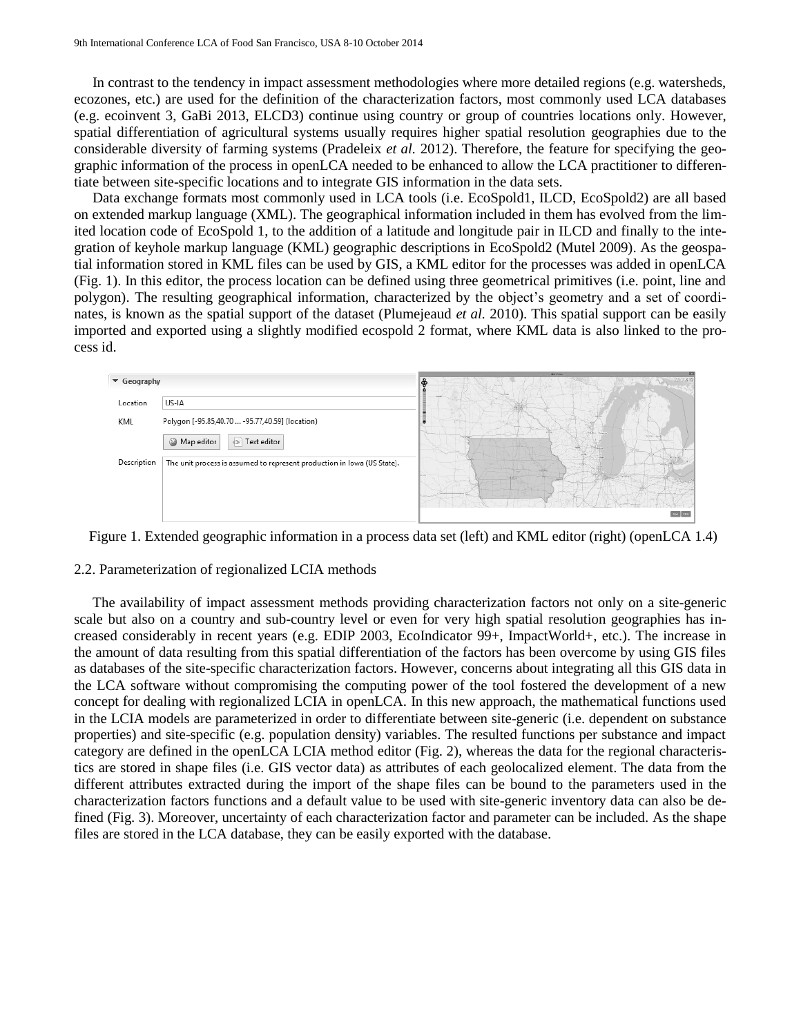In contrast to the tendency in impact assessment methodologies where more detailed regions (e.g. watersheds, ecozones, etc.) are used for the definition of the characterization factors, most commonly used LCA databases (e.g. ecoinvent 3, GaBi 2013, ELCD3) continue using country or group of countries locations only. However, spatial differentiation of agricultural systems usually requires higher spatial resolution geographies due to the considerable diversity of farming systems (Pradeleix *et al.* 2012). Therefore, the feature for specifying the geographic information of the process in openLCA needed to be enhanced to allow the LCA practitioner to differentiate between site-specific locations and to integrate GIS information in the data sets.

Data exchange formats most commonly used in LCA tools (i.e. EcoSpold1, ILCD, EcoSpold2) are all based on extended markup language (XML). The geographical information included in them has evolved from the limited location code of EcoSpold 1, to the addition of a latitude and longitude pair in ILCD and finally to the integration of keyhole markup language (KML) geographic descriptions in EcoSpold2 (Mutel 2009). As the geospatial information stored in KML files can be used by GIS, a KML editor for the processes was added in openLCA (Fig. 1). In this editor, the process location can be defined using three geometrical primitives (i.e. point, line and polygon). The resulting geographical information, characterized by the object's geometry and a set of coordinates, is known as the spatial support of the dataset (Plumejeaud *et al.* 2010). This spatial support can be easily imported and exported using a slightly modified ecospold 2 format, where KML data is also linked to the process id.

Figure 1. Extended geographic information in a process data set (left) and KML editor (right) (openLCA 1.4)

## 2.2. Parameterization of regionalized LCIA methods

The availability of impact assessment methods providing characterization factors not only on a site-generic scale but also on a country and sub-country level or even for very high spatial resolution geographies has increased considerably in recent years (e.g. EDIP 2003, EcoIndicator 99+, ImpactWorld+, etc.). The increase in the amount of data resulting from this spatial differentiation of the factors has been overcome by using GIS files as databases of the site-specific characterization factors. However, concerns about integrating all this GIS data in the LCA software without compromising the computing power of the tool fostered the development of a new concept for dealing with regionalized LCIA in openLCA. In this new approach, the mathematical functions used in the LCIA models are parameterized in order to differentiate between site-generic (i.e. dependent on substance properties) and site-specific (e.g. population density) variables. The resulted functions per substance and impact category are defined in the openLCA LCIA method editor (Fig. 2), whereas the data for the regional characteristics are stored in shape files (i.e. GIS vector data) as attributes of each geolocalized element. The data from the different attributes extracted during the import of the shape files can be bound to the parameters used in the characterization factors functions and a default value to be used with site-generic inventory data can also be defined (Fig. 3). Moreover, uncertainty of each characterization factor and parameter can be included. As the shape files are stored in the LCA database, they can be easily exported with the database.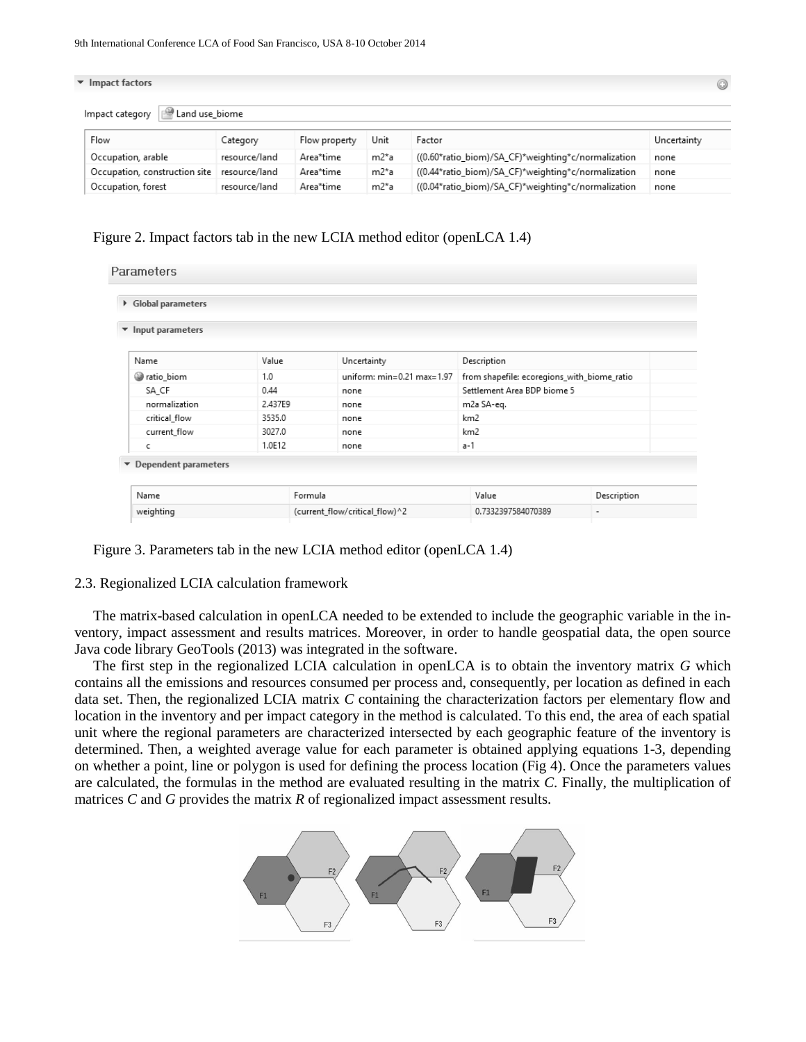**Impact factors**

Impact category: Land use_biome

| Flow | Category | Flow property | Unit | Factor | Uncertainty |
|---|---|---|---|---|---|
| Occupation, arable | resource/land | Area*time | m2*a | ((0.60*ratio_biom)/SA_CF)*weighting*c/normalization | none |
| Occupation, construction site | resource/land | Area*time | m2*a | ((0.44*ratio_biom)/SA_CF)*weighting*c/normalization | none |
| Occupation, forest | resource/land | Area*time | m2*a | ((0.04*ratio_biom)/SA_CF)*weighting*c/normalization | none |

Figure 2. Impact factors tab in the new LCIA method editor (openLCA 1.4)

**Parameters**

Global parameters

Input parameters

| Name | Value | Uncertainty | Description |
|---|---|---|---|
| ratio_biom | 1.0 | uniform: min=0.21 max=1.97 | from shapefile: ecoregions_with_biome_ratio |
| SA_CF | 0.44 | none | Settlement Area BDP biome 5 |
| normalization | 2.437E9 | none | m2a SA-eq. |
| critical_flow | 3535.0 | none | km2 |
| current_flow | 3027.0 | none | km2 |
| c | 1.0E12 | none | a-1 |

Dependent parameters

| Name | Formula | Value | Description |
|---|---|---|---|
| weighting | (current_flow/critical_flow)^2 | 0.7332397584070389 | - |

Figure 3. Parameters tab in the new LCIA method editor (openLCA 1.4)

## 2.3. Regionalized LCIA calculation framework

The matrix-based calculation in openLCA needed to be extended to include the geographic variable in the inventory, impact assessment and results matrices. Moreover, in order to handle geospatial data, the open source Java code library GeoTools (2013) was integrated in the software.

The first step in the regionalized LCIA calculation in openLCA is to obtain the inventory matrix $G$ which contains all the emissions and resources consumed per process and, consequently, per location as defined in each data set. Then, the regionalized LCIA matrix $C$ containing the characterization factors per elementary flow and location in the inventory and per impact category in the method is calculated. To this end, the area of each spatial unit where the regional parameters are characterized intersected by each geographic feature of the inventory is determined. Then, a weighted average value for each parameter is obtained applying equations 1-3, depending on whether a point, line or polygon is used for defining the process location (Fig 4). Once the parameters values are calculated, the formulas in the method are evaluated resulting in the matrix $C$. Finally, the multiplication of matrices $C$ and $G$ provides the matrix $R$ of regionalized impact assessment results.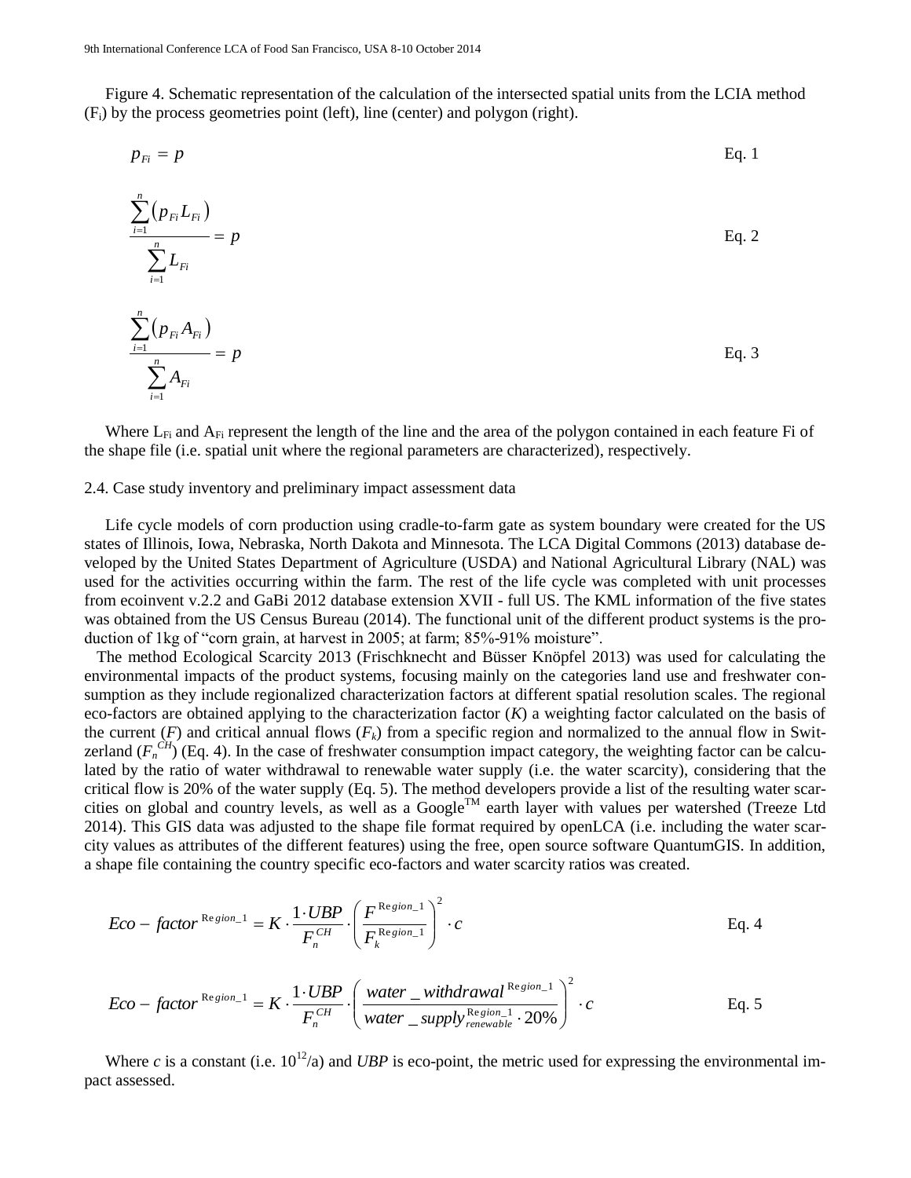Figure 4. Schematic representation of the calculation of the intersected spatial units from the LCIA method ($F_i$) by the process geometries point (left), line (center) and polygon (right).

$$p_{Fi} = p \qquad \text{Eq. 1}$$

$$\frac{\sum_{i=1}^{n}\left(p_{Fi} L_{Fi}\right)}{\sum_{i=1}^{n} L_{Fi}} = p \qquad \text{Eq. 2}$$

$$\frac{\sum_{i=1}^{n}\left(p_{Fi} A_{Fi}\right)}{\sum_{i=1}^{n} A_{Fi}} = p \qquad \text{Eq. 3}$$

Where $L_{Fi}$ and $A_{Fi}$ represent the length of the line and the area of the polygon contained in each feature Fi of the shape file (i.e. spatial unit where the regional parameters are characterized), respectively.

### 2.4. Case study inventory and preliminary impact assessment data

Life cycle models of corn production using cradle-to-farm gate as system boundary were created for the US states of Illinois, Iowa, Nebraska, North Dakota and Minnesota. The LCA Digital Commons (2013) database developed by the United States Department of Agriculture (USDA) and National Agricultural Library (NAL) was used for the activities occurring within the farm. The rest of the life cycle was completed with unit processes from ecoinvent v.2.2 and GaBi 2012 database extension XVII - full US. The KML information of the five states was obtained from the US Census Bureau (2014). The functional unit of the different product systems is the production of 1kg of "corn grain, at harvest in 2005; at farm; 85%-91% moisture".

The method Ecological Scarcity 2013 (Frischknecht and Büsser Knöpfel 2013) was used for calculating the environmental impacts of the product systems, focusing mainly on the categories land use and freshwater consumption as they include regionalized characterization factors at different spatial resolution scales. The regional eco-factors are obtained applying to the characterization factor ($K$) a weighting factor calculated on the basis of the current ($F$) and critical annual flows ($F_k$) from a specific region and normalized to the annual flow in Switzerland ($F_n^{CH}$) (Eq. 4). In the case of freshwater consumption impact category, the weighting factor can be calculated by the ratio of water withdrawal to renewable water supply (i.e. the water scarcity), considering that the critical flow is 20% of the water supply (Eq. 5). The method developers provide a list of the resulting water scarcities on global and country levels, as well as a Google™ earth layer with values per watershed (Treeze Ltd 2014). This GIS data was adjusted to the shape file format required by openLCA (i.e. including the water scarcity values as attributes of the different features) using the free, open source software QuantumGIS. In addition, a shape file containing the country specific eco-factors and water scarcity ratios was created.

$$Eco-factor^{Region\_1} = K \cdot \frac{1 \cdot UBP}{F_n^{CH}} \cdot \left(\frac{F^{Region\_1}}{F_k^{Region\_1}}\right)^2 \cdot c \qquad \text{Eq. 4}$$

$$Eco-factor^{Region\_1} = K \cdot \frac{1 \cdot UBP}{F_n^{CH}} \cdot \left(\frac{water\_withdrawal^{Region\_1}}{water\_supply_{renewable}^{Region\_1} \cdot 20\%}\right)^2 \cdot c \qquad \text{Eq. 5}$$

Where $c$ is a constant (i.e. $10^{12}$/a) and $UBP$ is eco-point, the metric used for expressing the environmental impact assessed.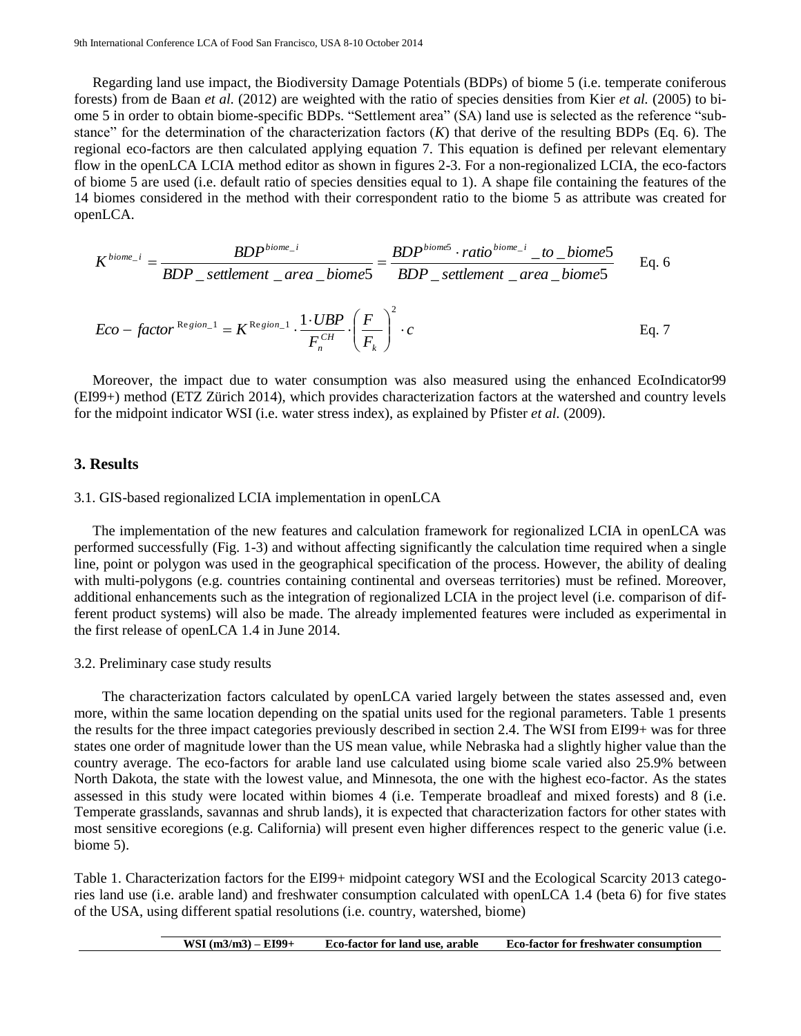Regarding land use impact, the Biodiversity Damage Potentials (BDPs) of biome 5 (i.e. temperate coniferous forests) from de Baan *et al.* (2012) are weighted with the ratio of species densities from Kier *et al.* (2005) to biome 5 in order to obtain biome-specific BDPs. "Settlement area" (SA) land use is selected as the reference "substance" for the determination of the characterization factors ($K$) that derive of the resulting BDPs (Eq. 6). The regional eco-factors are then calculated applying equation 7. This equation is defined per relevant elementary flow in the openLCA LCIA method editor as shown in figures 2-3. For a non-regionalized LCIA, the eco-factors of biome 5 are used (i.e. default ratio of species densities equal to 1). A shape file containing the features of the 14 biomes considered in the method with their correspondent ratio to the biome 5 as attribute was created for openLCA.

$$K^{biome\_i} = \frac{BDP^{biome\_i}}{BDP\_settlement\_area\_biome5} = \frac{BDP^{biome5} \cdot ratio^{biome\_i}\_to\_biome5}{BDP\_settlement\_area\_biome5} \qquad \text{Eq. 6}$$

$$Eco-factor^{Region\_1} = K^{Region\_1} \cdot \frac{1 \cdot UBP}{F_n^{CH}} \cdot \left(\frac{F}{F_k}\right)^2 \cdot c \qquad \text{Eq. 7}$$

Moreover, the impact due to water consumption was also measured using the enhanced EcoIndicator99 (EI99+) method (ETZ Zürich 2014), which provides characterization factors at the watershed and country levels for the midpoint indicator WSI (i.e. water stress index), as explained by Pfister *et al.* (2009).

## 3. Results

### 3.1. GIS-based regionalized LCIA implementation in openLCA

The implementation of the new features and calculation framework for regionalized LCIA in openLCA was performed successfully (Fig. 1-3) and without affecting significantly the calculation time required when a single line, point or polygon was used in the geographical specification of the process. However, the ability of dealing with multi-polygons (e.g. countries containing continental and overseas territories) must be refined. Moreover, additional enhancements such as the integration of regionalized LCIA in the project level (i.e. comparison of different product systems) will also be made. The already implemented features were included as experimental in the first release of openLCA 1.4 in June 2014.

### 3.2. Preliminary case study results

The characterization factors calculated by openLCA varied largely between the states assessed and, even more, within the same location depending on the spatial units used for the regional parameters. Table 1 presents the results for the three impact categories previously described in section 2.4. The WSI from EI99+ was for three states one order of magnitude lower than the US mean value, while Nebraska had a slightly higher value than the country average. The eco-factors for arable land use calculated using biome scale varied also 25.9% between North Dakota, the state with the lowest value, and Minnesota, the one with the highest eco-factor. As the states assessed in this study were located within biomes 4 (i.e. Temperate broadleaf and mixed forests) and 8 (i.e. Temperate grasslands, savannas and shrub lands), it is expected that characterization factors for other states with most sensitive ecoregions (e.g. California) will present even higher differences respect to the generic value (i.e. biome 5).

Table 1. Characterization factors for the EI99+ midpoint category WSI and the Ecological Scarcity 2013 categories land use (i.e. arable land) and freshwater consumption calculated with openLCA 1.4 (beta 6) for five states of the USA, using different spatial resolutions (i.e. country, watershed, biome)

| | WSI (m3/m3) – EI99+ | Eco-factor for land use, arable | Eco-factor for freshwater consumption |
|---|---|---|---|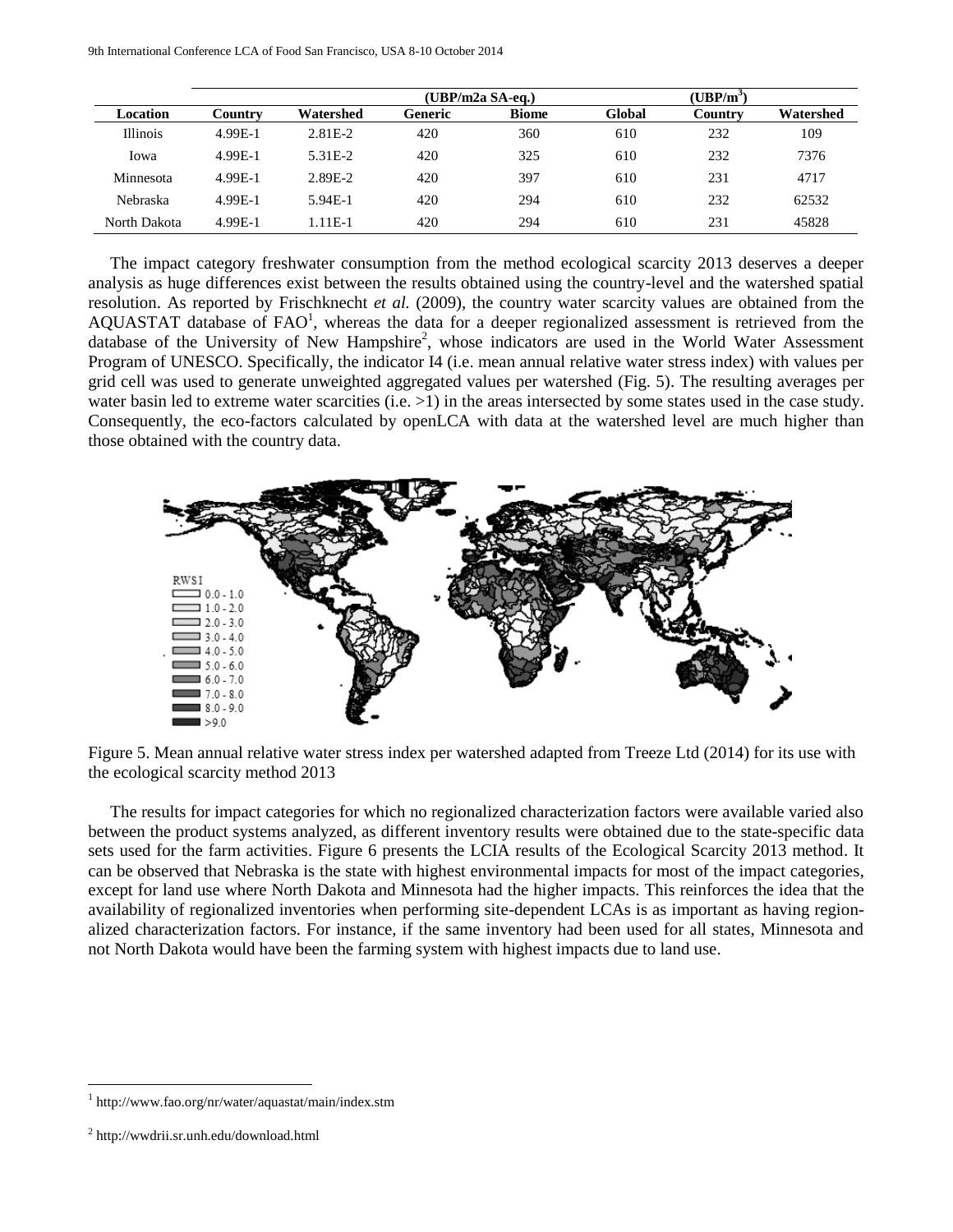| | | | (UBP/m2a SA-eq.) | | | ($UBP/m^3$) | |
|---|---|---|---|---|---|---|---|
| **Location** | **Country** | **Watershed** | **Generic** | **Biome** | **Global** | **Country** | **Watershed** |
| Illinois | 4.99E-1 | 2.81E-2 | 420 | 360 | 610 | 232 | 109 |
| Iowa | 4.99E-1 | 5.31E-2 | 420 | 325 | 610 | 232 | 7376 |
| Minnesota | 4.99E-1 | 2.89E-2 | 420 | 397 | 610 | 231 | 4717 |
| Nebraska | 4.99E-1 | 5.94E-1 | 420 | 294 | 610 | 232 | 62532 |
| North Dakota | 4.99E-1 | 1.11E-1 | 420 | 294 | 610 | 231 | 45828 |

The impact category freshwater consumption from the method ecological scarcity 2013 deserves a deeper analysis as huge differences exist between the results obtained using the country-level and the watershed spatial resolution. As reported by Frischknecht *et al.* (2009), the country water scarcity values are obtained from the AQUASTAT database of FAO[1], whereas the data for a deeper regionalized assessment is retrieved from the database of the University of New Hampshire[2], whose indicators are used in the World Water Assessment Program of UNESCO. Specifically, the indicator I4 (i.e. mean annual relative water stress index) with values per grid cell was used to generate unweighted aggregated values per watershed (Fig. 5). The resulting averages per water basin led to extreme water scarcities (i.e. >1) in the areas intersected by some states used in the case study. Consequently, the eco-factors calculated by openLCA with data at the watershed level are much higher than those obtained with the country data.

Figure 5. Mean annual relative water stress index per watershed adapted from Treeze Ltd (2014) for its use with the ecological scarcity method 2013

The results for impact categories for which no regionalized characterization factors were available varied also between the product systems analyzed, as different inventory results were obtained due to the state-specific data sets used for the farm activities. Figure 6 presents the LCIA results of the Ecological Scarcity 2013 method. It can be observed that Nebraska is the state with highest environmental impacts for most of the impact categories, except for land use where North Dakota and Minnesota had the higher impacts. This reinforces the idea that the availability of regionalized inventories when performing site-dependent LCAs is as important as having regionalized characterization factors. For instance, if the same inventory had been used for all states, Minnesota and not North Dakota would have been the farming system with highest impacts due to land use.

[1] http://www.fao.org/nr/water/aquastat/main/index.stm

[2] http://wwdrii.sr.unh.edu/download.html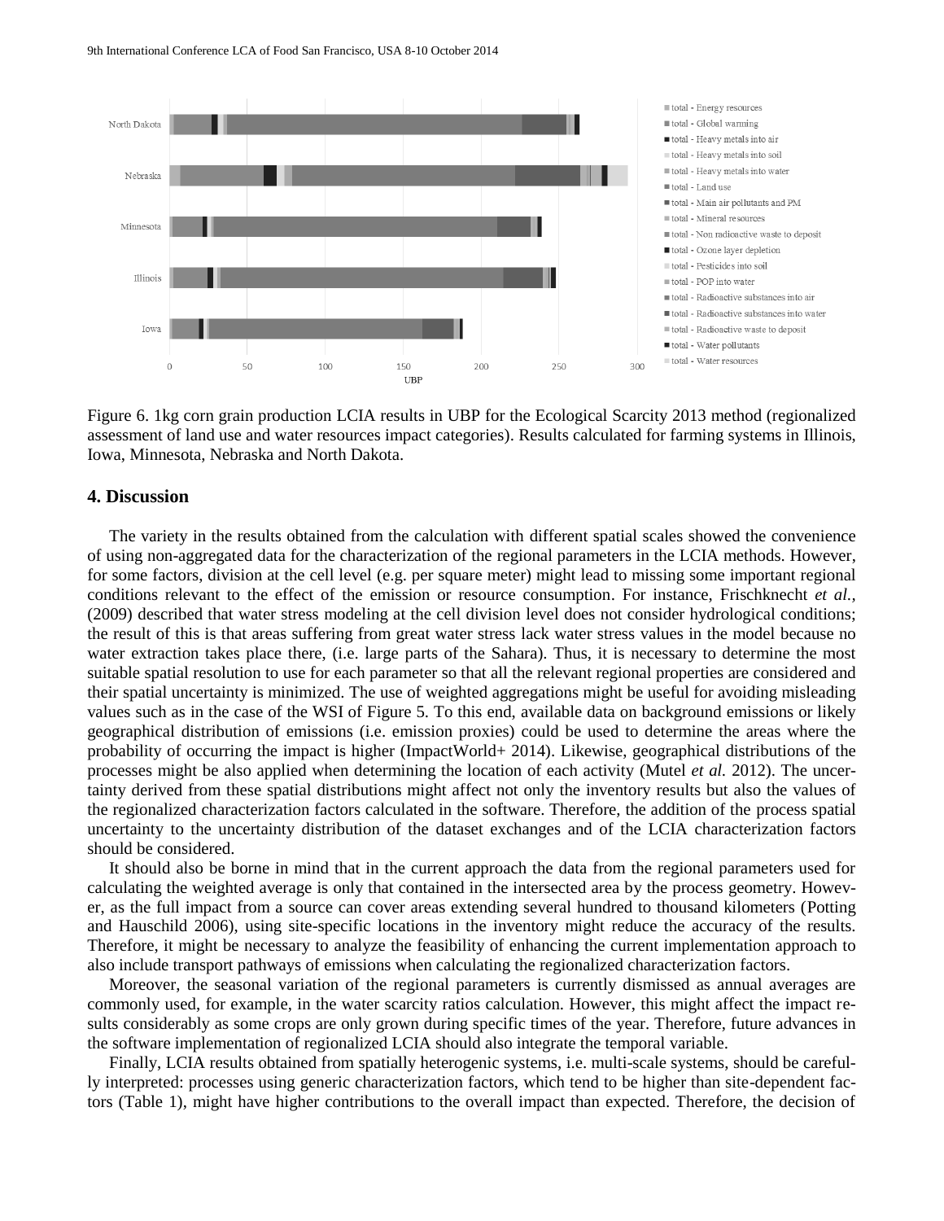Figure 6. 1kg corn grain production LCIA results in UBP for the Ecological Scarcity 2013 method (regionalized assessment of land use and water resources impact categories). Results calculated for farming systems in Illinois, Iowa, Minnesota, Nebraska and North Dakota.

## 4. Discussion

The variety in the results obtained from the calculation with different spatial scales showed the convenience of using non-aggregated data for the characterization of the regional parameters in the LCIA methods. However, for some factors, division at the cell level (e.g. per square meter) might lead to missing some important regional conditions relevant to the effect of the emission or resource consumption. For instance, Frischknecht *et al.*, (2009) described that water stress modeling at the cell division level does not consider hydrological conditions; the result of this is that areas suffering from great water stress lack water stress values in the model because no water extraction takes place there, (i.e. large parts of the Sahara). Thus, it is necessary to determine the most suitable spatial resolution to use for each parameter so that all the relevant regional properties are considered and their spatial uncertainty is minimized. The use of weighted aggregations might be useful for avoiding misleading values such as in the case of the WSI of Figure 5. To this end, available data on background emissions or likely geographical distribution of emissions (i.e. emission proxies) could be used to determine the areas where the probability of occurring the impact is higher (ImpactWorld+ 2014). Likewise, geographical distributions of the processes might be also applied when determining the location of each activity (Mutel *et al.* 2012). The uncertainty derived from these spatial distributions might affect not only the inventory results but also the values of the regionalized characterization factors calculated in the software. Therefore, the addition of the process spatial uncertainty to the uncertainty distribution of the dataset exchanges and of the LCIA characterization factors should be considered.

It should also be borne in mind that in the current approach the data from the regional parameters used for calculating the weighted average is only that contained in the intersected area by the process geometry. However, as the full impact from a source can cover areas extending several hundred to thousand kilometers (Potting and Hauschild 2006), using site-specific locations in the inventory might reduce the accuracy of the results. Therefore, it might be necessary to analyze the feasibility of enhancing the current implementation approach to also include transport pathways of emissions when calculating the regionalized characterization factors.

Moreover, the seasonal variation of the regional parameters is currently dismissed as annual averages are commonly used, for example, in the water scarcity ratios calculation. However, this might affect the impact results considerably as some crops are only grown during specific times of the year. Therefore, future advances in the software implementation of regionalized LCIA should also integrate the temporal variable.

Finally, LCIA results obtained from spatially heterogenic systems, i.e. multi-scale systems, should be carefully interpreted: processes using generic characterization factors, which tend to be higher than site-dependent factors (Table 1), might have higher contributions to the overall impact than expected. Therefore, the decision of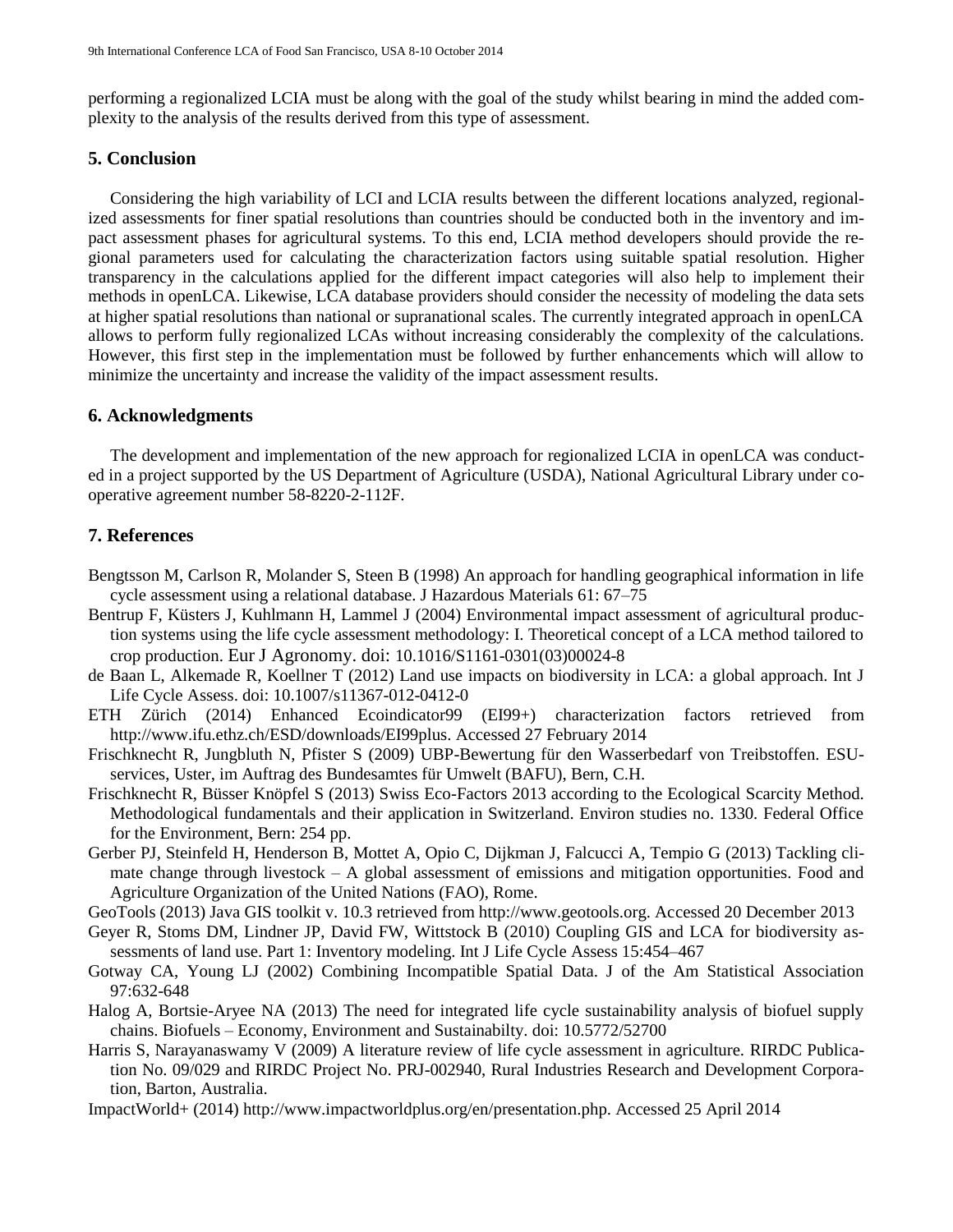performing a regionalized LCIA must be along with the goal of the study whilst bearing in mind the added complexity to the analysis of the results derived from this type of assessment.

## 5. Conclusion

Considering the high variability of LCI and LCIA results between the different locations analyzed, regionalized assessments for finer spatial resolutions than countries should be conducted both in the inventory and impact assessment phases for agricultural systems. To this end, LCIA method developers should provide the regional parameters used for calculating the characterization factors using suitable spatial resolution. Higher transparency in the calculations applied for the different impact categories will also help to implement their methods in openLCA. Likewise, LCA database providers should consider the necessity of modeling the data sets at higher spatial resolutions than national or supranational scales. The currently integrated approach in openLCA allows to perform fully regionalized LCAs without increasing considerably the complexity of the calculations. However, this first step in the implementation must be followed by further enhancements which will allow to minimize the uncertainty and increase the validity of the impact assessment results.

## 6. Acknowledgments

The development and implementation of the new approach for regionalized LCIA in openLCA was conducted in a project supported by the US Department of Agriculture (USDA), National Agricultural Library under cooperative agreement number 58-8220-2-112F.

## 7. References

Bengtsson M, Carlson R, Molander S, Steen B (1998) An approach for handling geographical information in life cycle assessment using a relational database. J Hazardous Materials 61: 67–75

Bentrup F, Küsters J, Kuhlmann H, Lammel J (2004) Environmental impact assessment of agricultural production systems using the life cycle assessment methodology: I. Theoretical concept of a LCA method tailored to crop production. Eur J Agronomy. doi: 10.1016/S1161-0301(03)00024-8

de Baan L, Alkemade R, Koellner T (2012) Land use impacts on biodiversity in LCA: a global approach. Int J Life Cycle Assess. doi: 10.1007/s11367-012-0412-0

ETH Zürich (2014) Enhanced Ecoindicator99 (EI99+) characterization factors retrieved from http://www.ifu.ethz.ch/ESD/downloads/EI99plus. Accessed 27 February 2014

Frischknecht R, Jungbluth N, Pfister S (2009) UBP-Bewertung für den Wasserbedarf von Treibstoffen. ESU-services, Uster, im Auftrag des Bundesamtes für Umwelt (BAFU), Bern, C.H.

Frischknecht R, Büsser Knöpfel S (2013) Swiss Eco-Factors 2013 according to the Ecological Scarcity Method. Methodological fundamentals and their application in Switzerland. Environ studies no. 1330. Federal Office for the Environment, Bern: 254 pp.

Gerber PJ, Steinfeld H, Henderson B, Mottet A, Opio C, Dijkman J, Falcucci A, Tempio G (2013) Tackling climate change through livestock – A global assessment of emissions and mitigation opportunities. Food and Agriculture Organization of the United Nations (FAO), Rome.

GeoTools (2013) Java GIS toolkit v. 10.3 retrieved from http://www.geotools.org. Accessed 20 December 2013

Geyer R, Stoms DM, Lindner JP, David FW, Wittstock B (2010) Coupling GIS and LCA for biodiversity assessments of land use. Part 1: Inventory modeling. Int J Life Cycle Assess 15:454–467

Gotway CA, Young LJ (2002) Combining Incompatible Spatial Data. J of the Am Statistical Association 97:632-648

Halog A, Bortsie-Aryee NA (2013) The need for integrated life cycle sustainability analysis of biofuel supply chains. Biofuels – Economy, Environment and Sustainabilty. doi: 10.5772/52700

Harris S, Narayanaswamy V (2009) A literature review of life cycle assessment in agriculture. RIRDC Publication No. 09/029 and RIRDC Project No. PRJ-002940, Rural Industries Research and Development Corporation, Barton, Australia.

ImpactWorld+ (2014) http://www.impactworldplus.org/en/presentation.php. Accessed 25 April 2014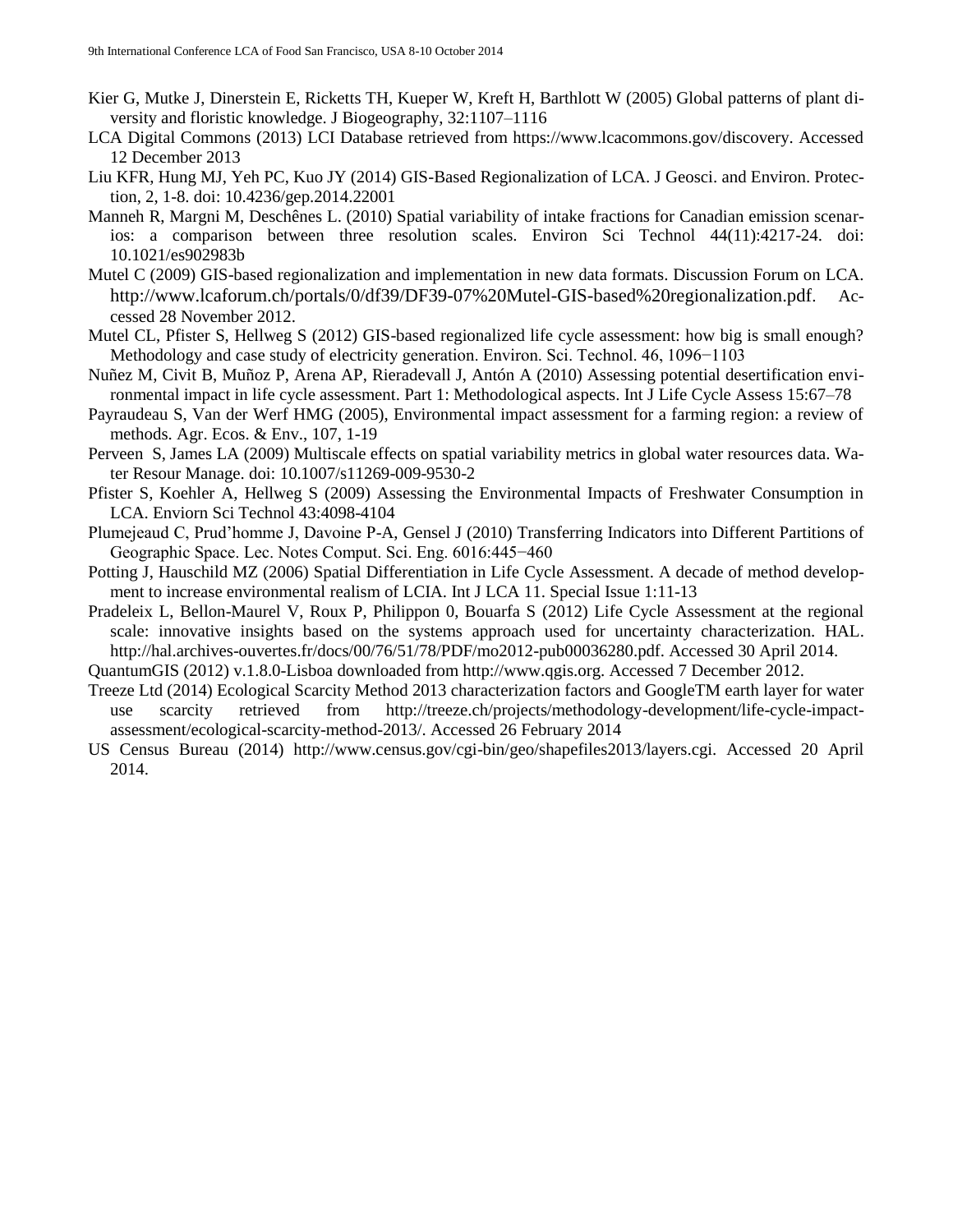Kier G, Mutke J, Dinerstein E, Ricketts TH, Kueper W, Kreft H, Barthlott W (2005) Global patterns of plant diversity and floristic knowledge. J Biogeography, 32:1107–1116

LCA Digital Commons (2013) LCI Database retrieved from https://www.lcacommons.gov/discovery. Accessed 12 December 2013

Liu KFR, Hung MJ, Yeh PC, Kuo JY (2014) GIS-Based Regionalization of LCA. J Geosci. and Environ. Protection, 2, 1-8. doi: 10.4236/gep.2014.22001

Manneh R, Margni M, Deschênes L. (2010) Spatial variability of intake fractions for Canadian emission scenarios: a comparison between three resolution scales. Environ Sci Technol 44(11):4217-24. doi: 10.1021/es902983b

Mutel C (2009) GIS-based regionalization and implementation in new data formats. Discussion Forum on LCA. http://www.lcaforum.ch/portals/0/df39/DF39-07%20Mutel-GIS-based%20regionalization.pdf. Accessed 28 November 2012.

Mutel CL, Pfister S, Hellweg S (2012) GIS-based regionalized life cycle assessment: how big is small enough? Methodology and case study of electricity generation. Environ. Sci. Technol. 46, 1096−1103

Nuñez M, Civit B, Muñoz P, Arena AP, Rieradevall J, Antón A (2010) Assessing potential desertification environmental impact in life cycle assessment. Part 1: Methodological aspects. Int J Life Cycle Assess 15:67–78

Payraudeau S, Van der Werf HMG (2005), Environmental impact assessment for a farming region: a review of methods. Agr. Ecos. & Env., 107, 1-19

Perveen S, James LA (2009) Multiscale effects on spatial variability metrics in global water resources data. Water Resour Manage. doi: 10.1007/s11269-009-9530-2

Pfister S, Koehler A, Hellweg S (2009) Assessing the Environmental Impacts of Freshwater Consumption in LCA. Enviorn Sci Technol 43:4098-4104

Plumejeaud C, Prud'homme J, Davoine P-A, Gensel J (2010) Transferring Indicators into Different Partitions of Geographic Space. Lec. Notes Comput. Sci. Eng. 6016:445−460

Potting J, Hauschild MZ (2006) Spatial Differentiation in Life Cycle Assessment. A decade of method development to increase environmental realism of LCIA. Int J LCA 11. Special Issue 1:11-13

Pradeleix L, Bellon-Maurel V, Roux P, Philippon 0, Bouarfa S (2012) Life Cycle Assessment at the regional scale: innovative insights based on the systems approach used for uncertainty characterization. HAL. http://hal.archives-ouvertes.fr/docs/00/76/51/78/PDF/mo2012-pub00036280.pdf. Accessed 30 April 2014.

QuantumGIS (2012) v.1.8.0-Lisboa downloaded from http://www.qgis.org. Accessed 7 December 2012.

Treeze Ltd (2014) Ecological Scarcity Method 2013 characterization factors and GoogleTM earth layer for water use scarcity retrieved from http://treeze.ch/projects/methodology-development/life-cycle-impact-assessment/ecological-scarcity-method-2013/. Accessed 26 February 2014

US Census Bureau (2014) http://www.census.gov/cgi-bin/geo/shapefiles2013/layers.cgi. Accessed 20 April 2014.